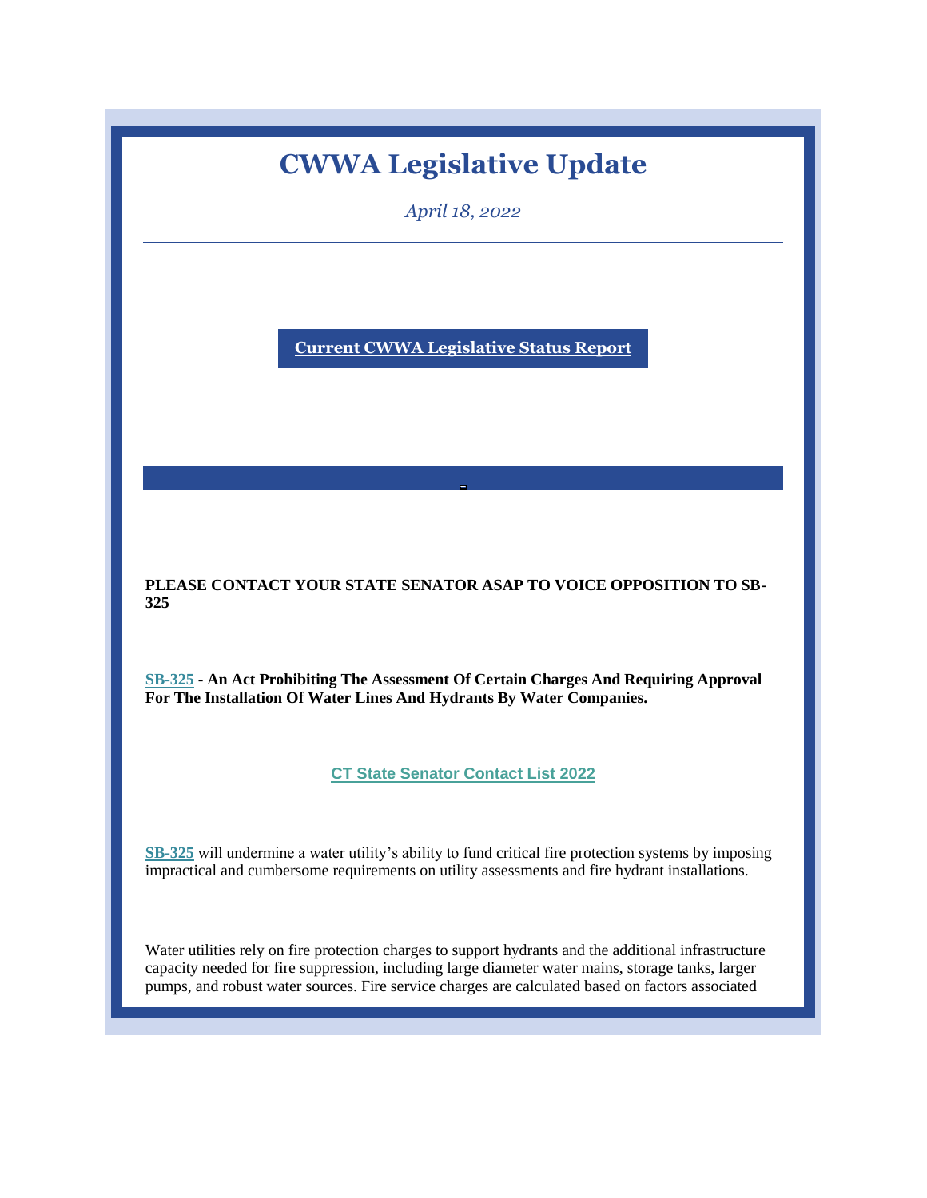# CWWA Legislative Update

*April 18, 2022*

---

**Current CWWA Legislative Status Report**

**PLEASE CONTACT YOUR STATE SENATOR ASAP TO VOICE OPPOSITION TO SB-325**

**SB-325 - An Act Prohibiting The Assessment Of Certain Charges And Requiring Approval For The Installation Of Water Lines And Hydrants By Water Companies.**

**CT State Senator Contact List 2022**

SB-325 will undermine a water utility's ability to fund critical fire protection systems by imposing impractical and cumbersome requirements on utility assessments and fire hydrant installations.

Water utilities rely on fire protection charges to support hydrants and the additional infrastructure capacity needed for fire suppression, including large diameter water mains, storage tanks, larger pumps, and robust water sources. Fire service charges are calculated based on factors associated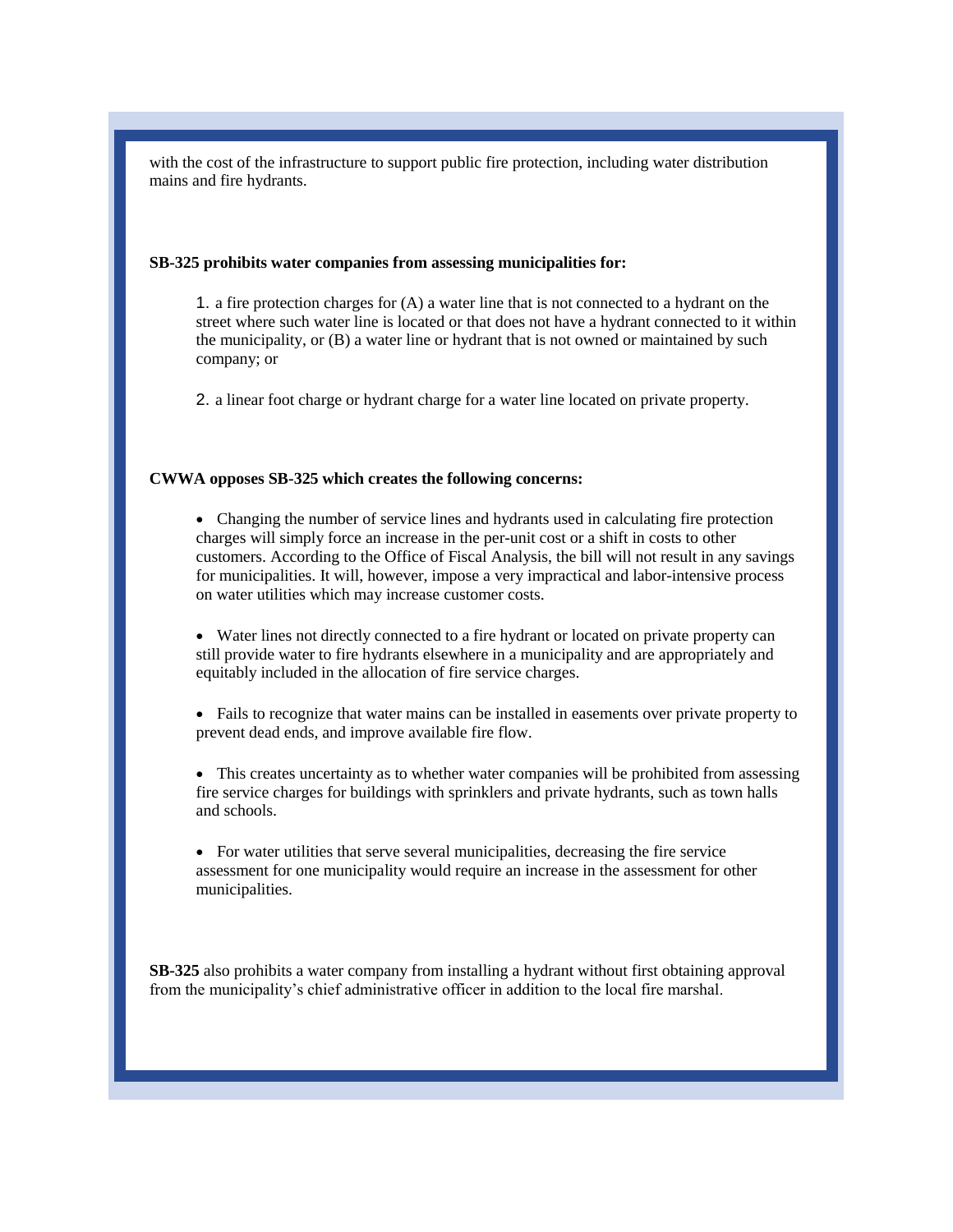with the cost of the infrastructure to support public fire protection, including water distribution mains and fire hydrants.

**SB-325 prohibits water companies from assessing municipalities for:**

1. a fire protection charges for (A) a water line that is not connected to a hydrant on the street where such water line is located or that does not have a hydrant connected to it within the municipality, or (B) a water line or hydrant that is not owned or maintained by such company; or

2. a linear foot charge or hydrant charge for a water line located on private property.

**CWWA opposes SB-325 which creates the following concerns:**

- Changing the number of service lines and hydrants used in calculating fire protection charges will simply force an increase in the per-unit cost or a shift in costs to other customers. According to the Office of Fiscal Analysis, the bill will not result in any savings for municipalities. It will, however, impose a very impractical and labor-intensive process on water utilities which may increase customer costs.

- Water lines not directly connected to a fire hydrant or located on private property can still provide water to fire hydrants elsewhere in a municipality and are appropriately and equitably included in the allocation of fire service charges.

- Fails to recognize that water mains can be installed in easements over private property to prevent dead ends, and improve available fire flow.

- This creates uncertainty as to whether water companies will be prohibited from assessing fire service charges for buildings with sprinklers and private hydrants, such as town halls and schools.

- For water utilities that serve several municipalities, decreasing the fire service assessment for one municipality would require an increase in the assessment for other municipalities.

**SB-325** also prohibits a water company from installing a hydrant without first obtaining approval from the municipality's chief administrative officer in addition to the local fire marshal.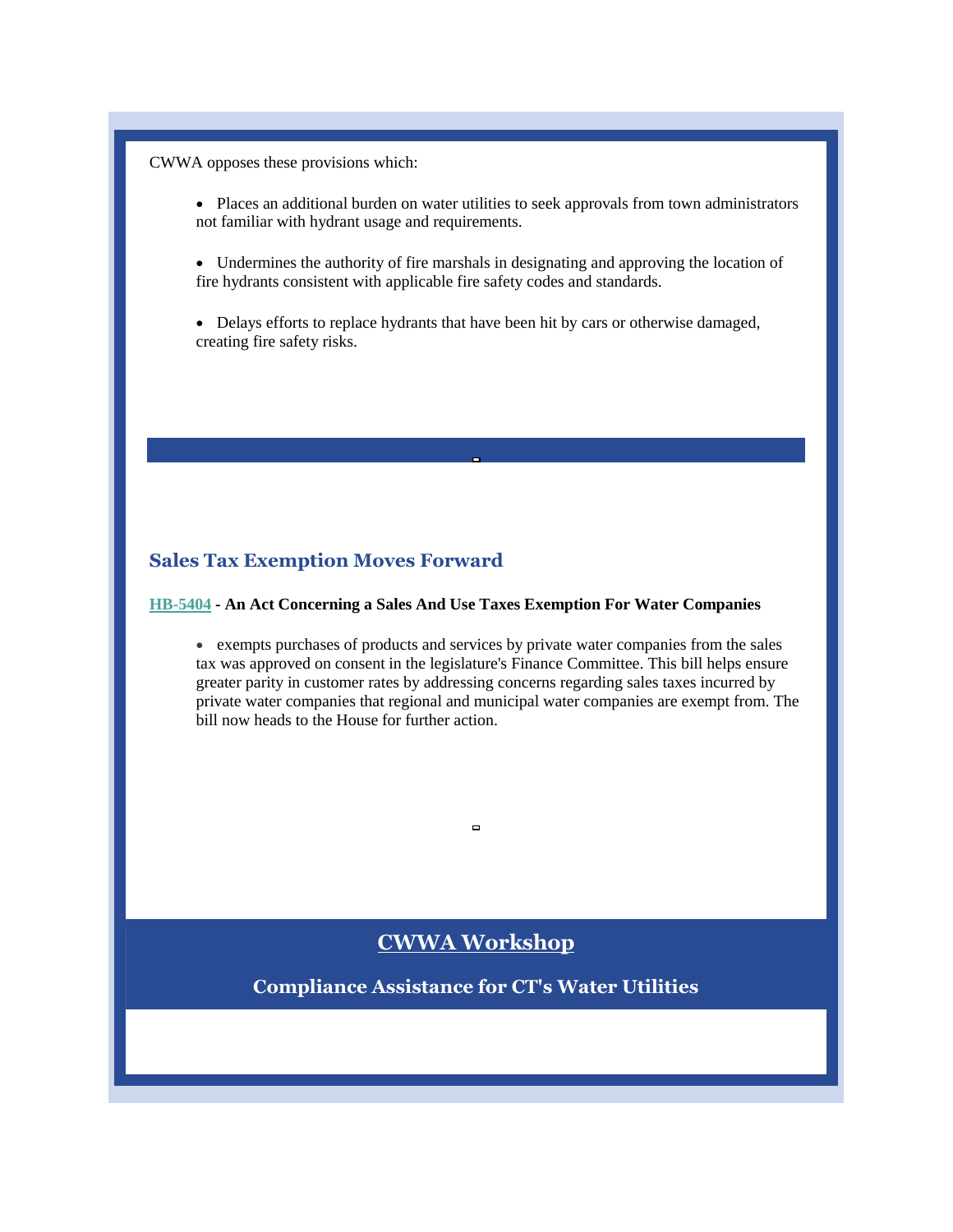CWWA opposes these provisions which:

- Places an additional burden on water utilities to seek approvals from town administrators not familiar with hydrant usage and requirements.

- Undermines the authority of fire marshals in designating and approving the location of fire hydrants consistent with applicable fire safety codes and standards.

- Delays efforts to replace hydrants that have been hit by cars or otherwise damaged, creating fire safety risks.

## Sales Tax Exemption Moves Forward

**HB-5404 - An Act Concerning a Sales And Use Taxes Exemption For Water Companies**

- exempts purchases of products and services by private water companies from the sales tax was approved on consent in the legislature's Finance Committee. This bill helps ensure greater parity in customer rates by addressing concerns regarding sales taxes incurred by private water companies that regional and municipal water companies are exempt from. The bill now heads to the House for further action.

## CWWA Workshop

### Compliance Assistance for CT's Water Utilities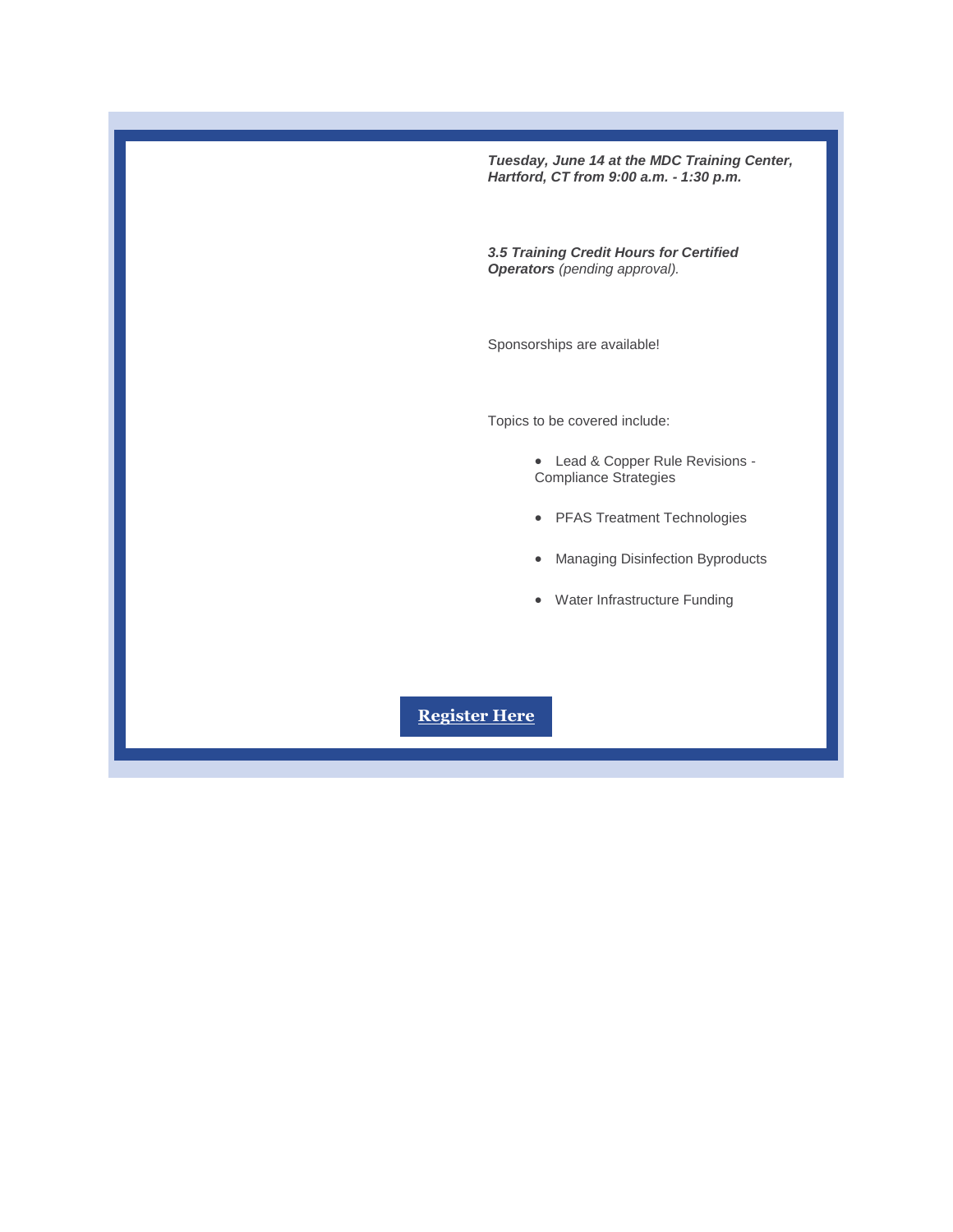***Tuesday, June 14 at the MDC Training Center, Hartford, CT from 9:00 a.m. - 1:30 p.m.***

***3.5 Training Credit Hours for Certified Operators*** *(pending approval).*

Sponsorships are available!

Topics to be covered include:

- Lead & Copper Rule Revisions - Compliance Strategies
- PFAS Treatment Technologies
- Managing Disinfection Byproducts
- Water Infrastructure Funding

**Register Here**